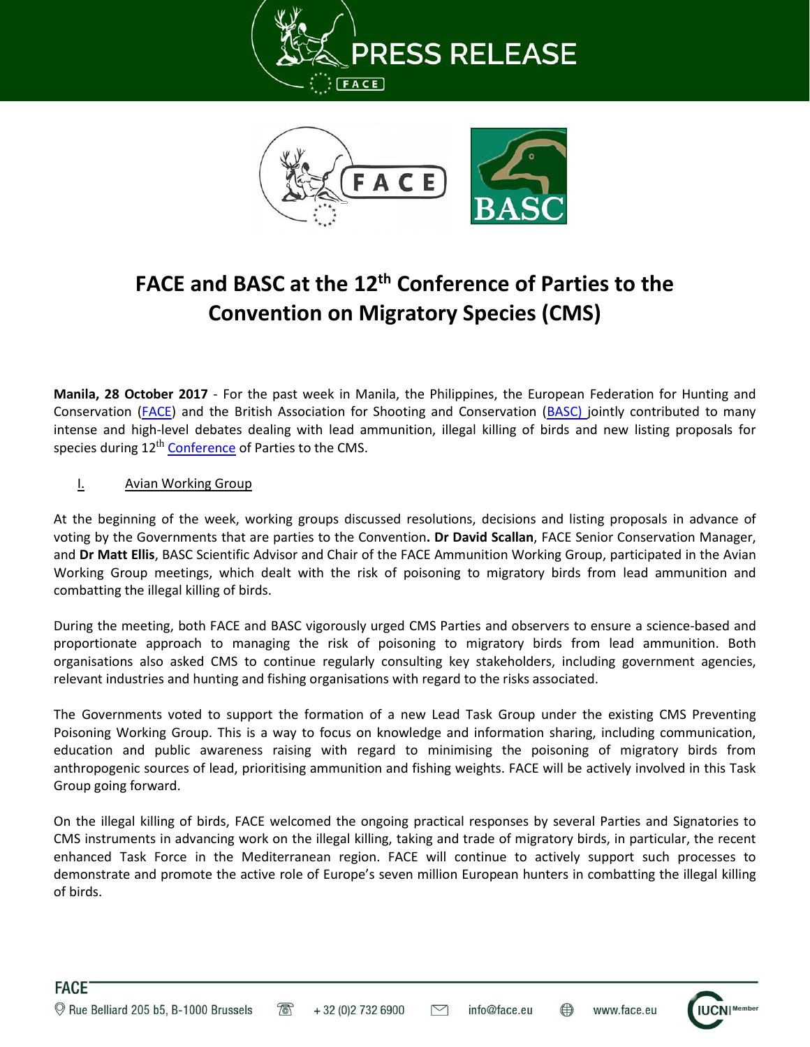# PRESS RELEASE

# FACE and BASC at the 12th Conference of Parties to the Convention on Migratory Species (CMS)

**Manila, 28 October 2017** - For the past week in Manila, the Philippines, the European Federation for Hunting and Conservation (FACE) and the British Association for Shooting and Conservation (BASC) jointly contributed to many intense and high-level debates dealing with lead ammunition, illegal killing of birds and new listing proposals for species during 12th Conference of Parties to the CMS.

## I. Avian Working Group

At the beginning of the week, working groups discussed resolutions, decisions and listing proposals in advance of voting by the Governments that are parties to the Convention. **Dr David Scallan**, FACE Senior Conservation Manager, and **Dr Matt Ellis**, BASC Scientific Advisor and Chair of the FACE Ammunition Working Group, participated in the Avian Working Group meetings, which dealt with the risk of poisoning to migratory birds from lead ammunition and combatting the illegal killing of birds.

During the meeting, both FACE and BASC vigorously urged CMS Parties and observers to ensure a science-based and proportionate approach to managing the risk of poisoning to migratory birds from lead ammunition. Both organisations also asked CMS to continue regularly consulting key stakeholders, including government agencies, relevant industries and hunting and fishing organisations with regard to the risks associated.

The Governments voted to support the formation of a new Lead Task Group under the existing CMS Preventing Poisoning Working Group. This is a way to focus on knowledge and information sharing, including communication, education and public awareness raising with regard to minimising the poisoning of migratory birds from anthropogenic sources of lead, prioritising ammunition and fishing weights. FACE will be actively involved in this Task Group going forward.

On the illegal killing of birds, FACE welcomed the ongoing practical responses by several Parties and Signatories to CMS instruments in advancing work on the illegal killing, taking and trade of migratory birds, in particular, the recent enhanced Task Force in the Mediterranean region. FACE will continue to actively support such processes to demonstrate and promote the active role of Europe's seven million European hunters in combatting the illegal killing of birds.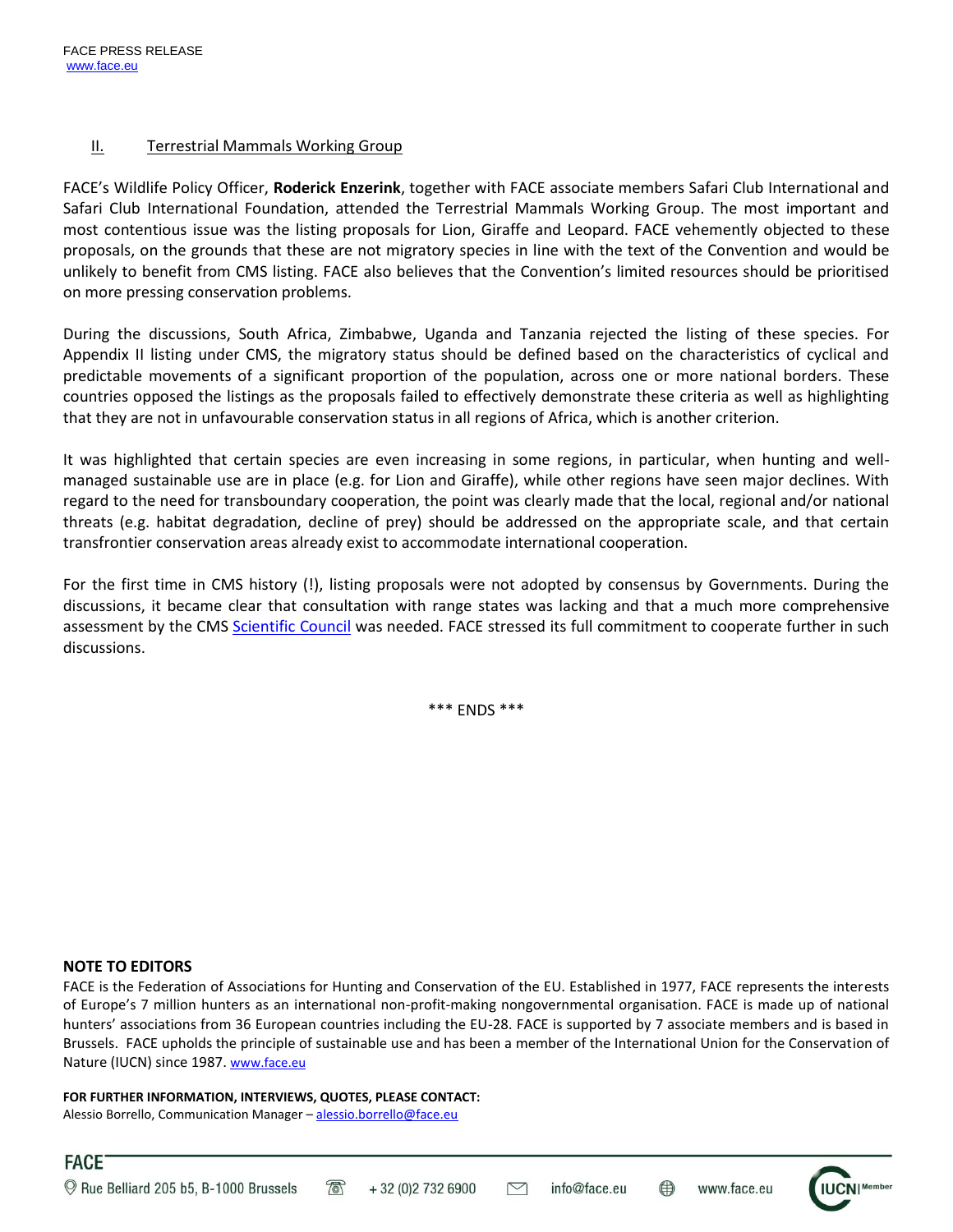## II. Terrestrial Mammals Working Group

FACE's Wildlife Policy Officer, **Roderick Enzerink**, together with FACE associate members Safari Club International and Safari Club International Foundation, attended the Terrestrial Mammals Working Group. The most important and most contentious issue was the listing proposals for Lion, Giraffe and Leopard. FACE vehemently objected to these proposals, on the grounds that these are not migratory species in line with the text of the Convention and would be unlikely to benefit from CMS listing. FACE also believes that the Convention's limited resources should be prioritised on more pressing conservation problems.

During the discussions, South Africa, Zimbabwe, Uganda and Tanzania rejected the listing of these species. For Appendix II listing under CMS, the migratory status should be defined based on the characteristics of cyclical and predictable movements of a significant proportion of the population, across one or more national borders. These countries opposed the listings as the proposals failed to effectively demonstrate these criteria as well as highlighting that they are not in unfavourable conservation status in all regions of Africa, which is another criterion.

It was highlighted that certain species are even increasing in some regions, in particular, when hunting and well-managed sustainable use are in place (e.g. for Lion and Giraffe), while other regions have seen major declines. With regard to the need for transboundary cooperation, the point was clearly made that the local, regional and/or national threats (e.g. habitat degradation, decline of prey) should be addressed on the appropriate scale, and that certain transfrontier conservation areas already exist to accommodate international cooperation.

For the first time in CMS history (!), listing proposals were not adopted by consensus by Governments. During the discussions, it became clear that consultation with range states was lacking and that a much more comprehensive assessment by the CMS Scientific Council was needed. FACE stressed its full commitment to cooperate further in such discussions.

*** ENDS ***

**NOTE TO EDITORS**

FACE is the Federation of Associations for Hunting and Conservation of the EU. Established in 1977, FACE represents the interests of Europe's 7 million hunters as an international non-profit-making nongovernmental organisation. FACE is made up of national hunters' associations from 36 European countries including the EU-28. FACE is supported by 7 associate members and is based in Brussels. FACE upholds the principle of sustainable use and has been a member of the International Union for the Conservation of Nature (IUCN) since 1987. www.face.eu

**FOR FURTHER INFORMATION, INTERVIEWS, QUOTES, PLEASE CONTACT:**

Alessio Borrello, Communication Manager – alessio.borrello@face.eu

FACE

Rue Belliard 205 b5, B-1000 Brussels | + 32 (0)2 732 6900 | info@face.eu | www.face.eu